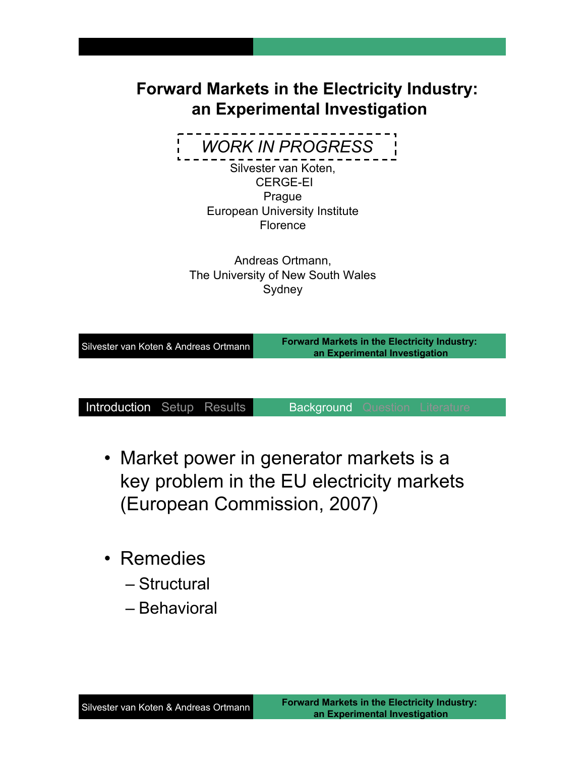# Forward Markets in the Electricity Industry: an Experimental Investigation

*WORK IN PROGRESS*

Silvester van Koten,
CERGE-EI
Prague
European University Institute
Florence

Andreas Ortmann,
The University of New South Wales
Sydney

---

Introduction Setup Results | Background Question Literature

- Market power in generator markets is a key problem in the EU electricity markets (European Commission, 2007)

- Remedies
  - Structural
  - Behavioral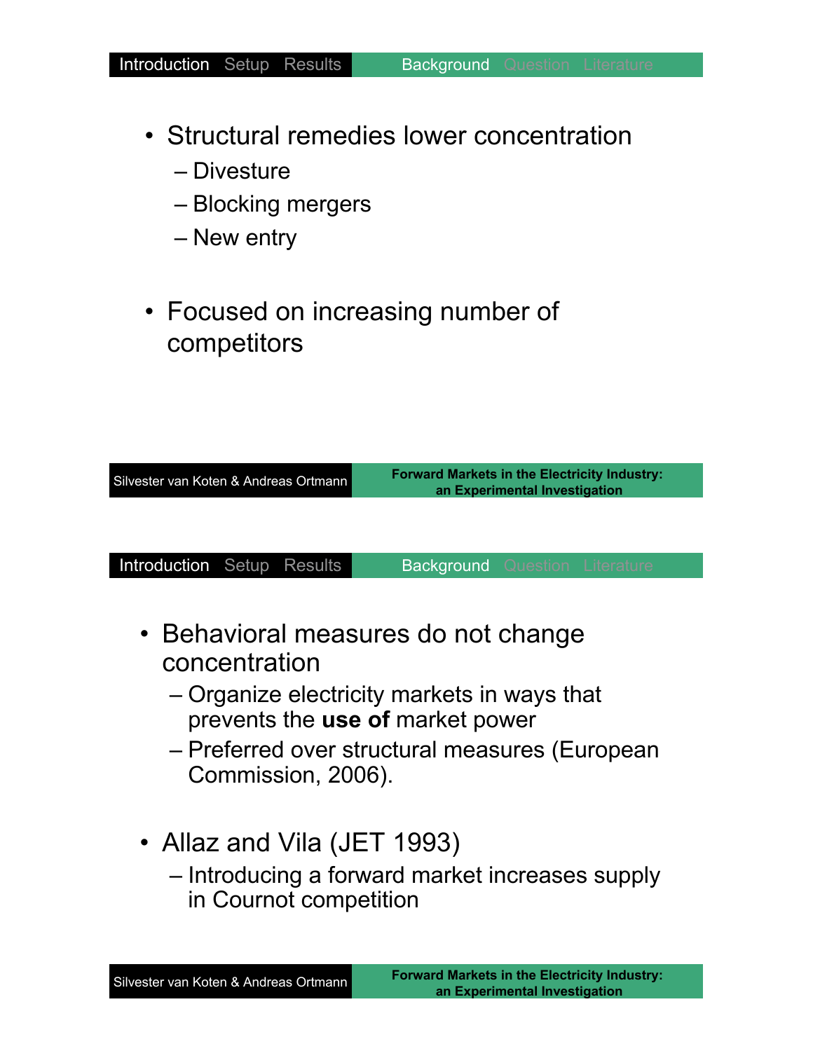- Structural remedies lower concentration
  - Divesture
  - Blocking mergers
  - New entry

- Focused on increasing number of competitors

---

- Behavioral measures do not change concentration
  - Organize electricity markets in ways that prevents the **use of** market power
  - Preferred over structural measures (European Commission, 2006).

- Allaz and Vila (JET 1993)
  - Introducing a forward market increases supply in Cournot competition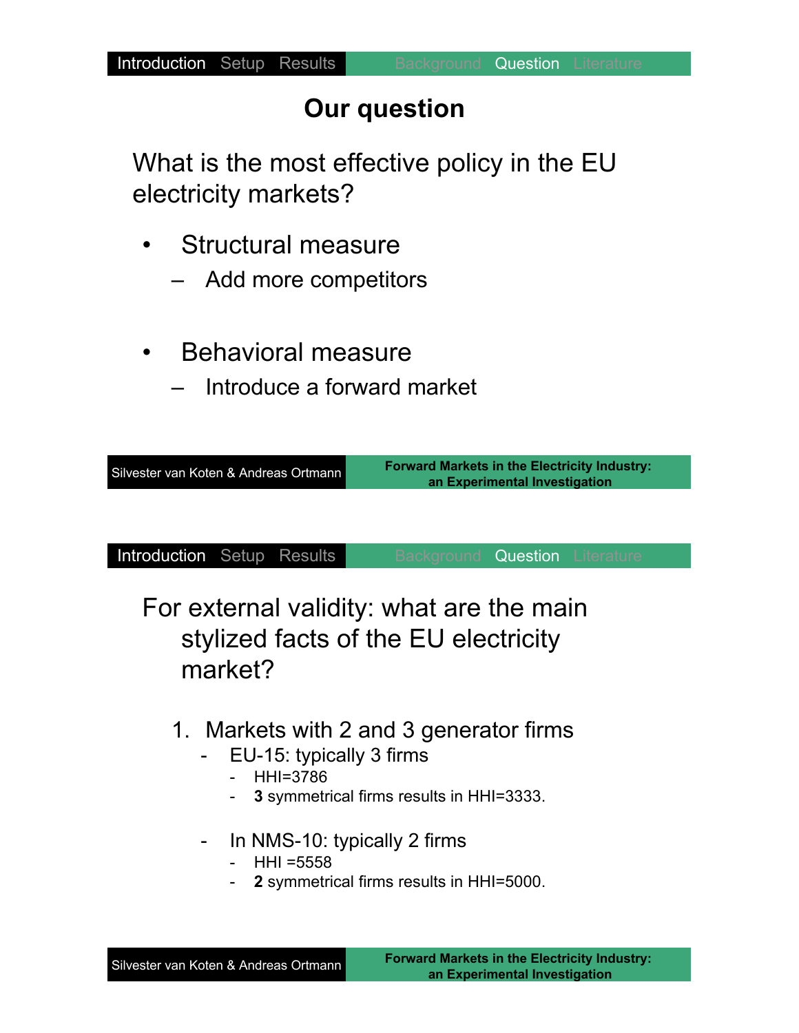## Our question

What is the most effective policy in the EU electricity markets?

- Structural measure
  - Add more competitors
- Behavioral measure
  - Introduce a forward market

For external validity: what are the main stylized facts of the EU electricity market?

1. Markets with 2 and 3 generator firms
   - EU-15: typically 3 firms
     - HHI=3786
     - **3** symmetrical firms results in HHI=3333.
   - In NMS-10: typically 2 firms
     - HHI =5558
     - **2** symmetrical firms results in HHI=5000.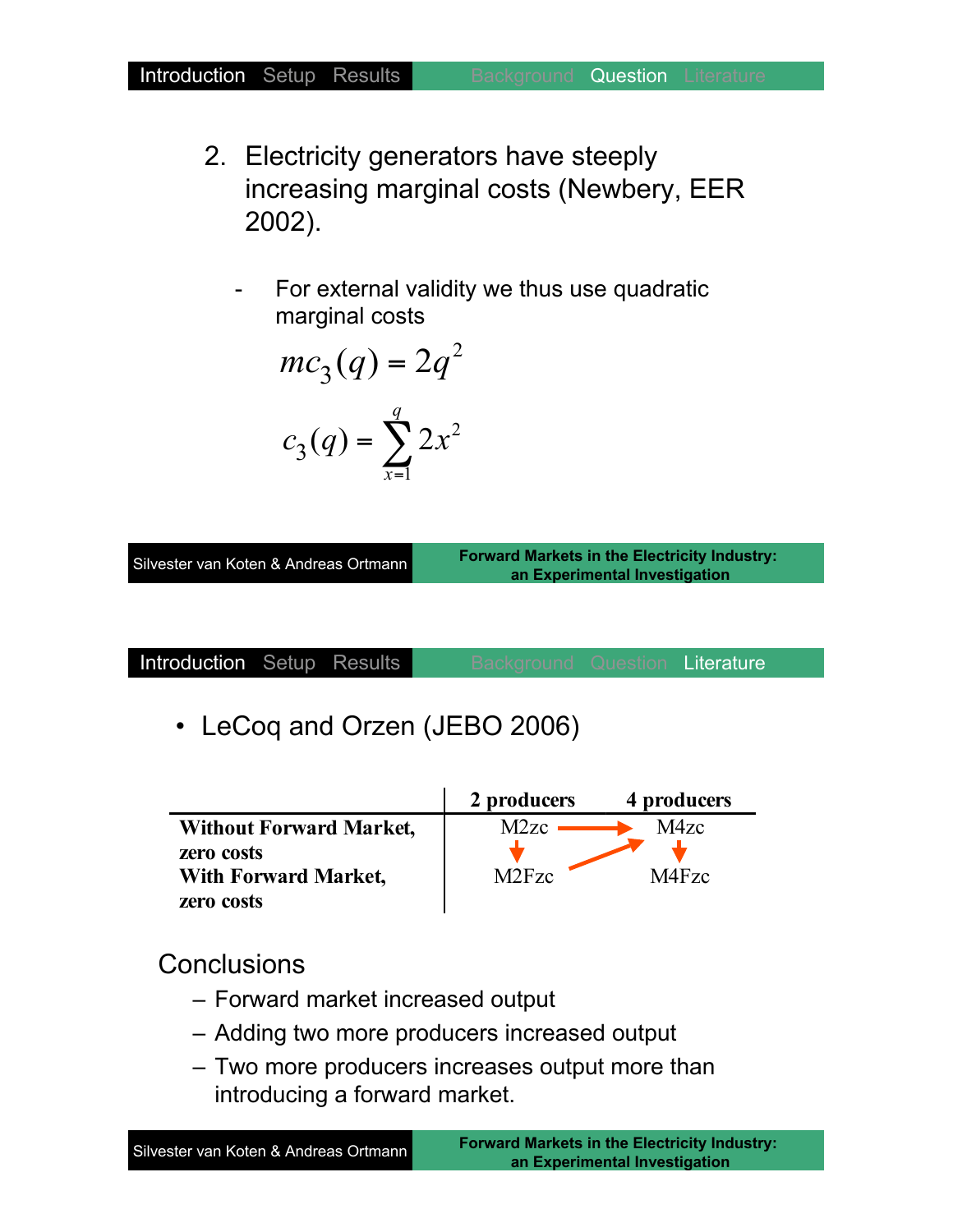2. Electricity generators have steeply increasing marginal costs (Newbery, EER 2002).

   - For external validity we thus use quadratic marginal costs

$$mc_3(q) = 2q^2$$

$$c_3(q) = \sum_{x=1}^{q} 2x^2$$

- LeCoq and Orzen (JEBO 2006)

| | 2 producers | 4 producers |
|---|---|---|
| **Without Forward Market, zero costs** | M2zc | M4zc |
| **With Forward Market, zero costs** | M2Fzc | M4Fzc |

Conclusions

- Forward market increased output
- Adding two more producers increased output
- Two more producers increases output more than introducing a forward market.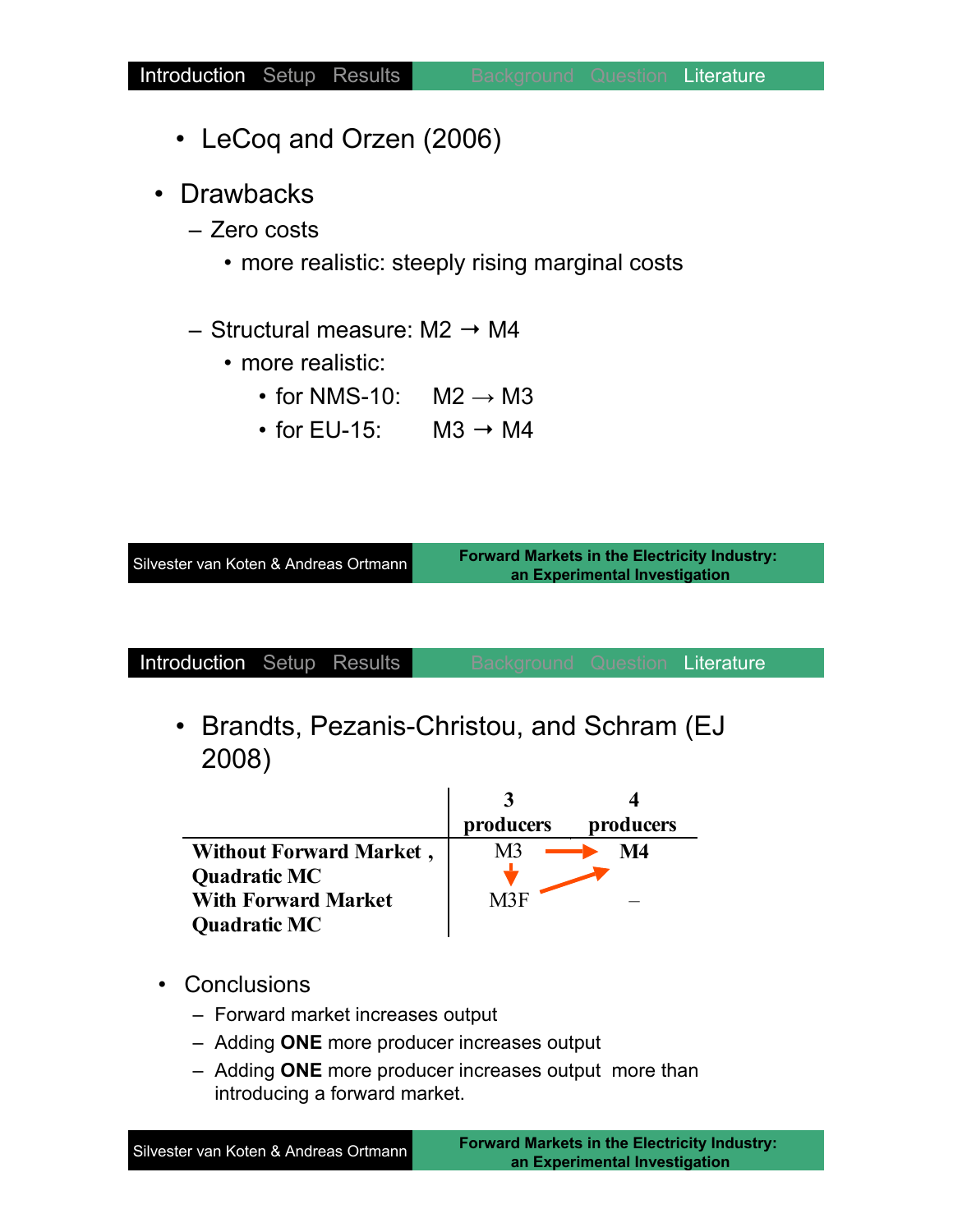- LeCoq and Orzen (2006)

- Drawbacks
  - Zero costs
    - more realistic: steeply rising marginal costs
  - Structural measure: M2 → M4
    - more realistic:
      - for NMS-10: M2 → M3
      - for EU-15: M3 → M4

- Brandts, Pezanis-Christou, and Schram (EJ 2008)

| | 3 producers | 4 producers |
|---|---|---|
| **Without Forward Market , Quadratic MC** | M3 → | **M4** |
| **With Forward Market Quadratic MC** | M3F ↗ | – |

- Conclusions
  - Forward market increases output
  - Adding **ONE** more producer increases output
  - Adding **ONE** more producer increases output more than introducing a forward market.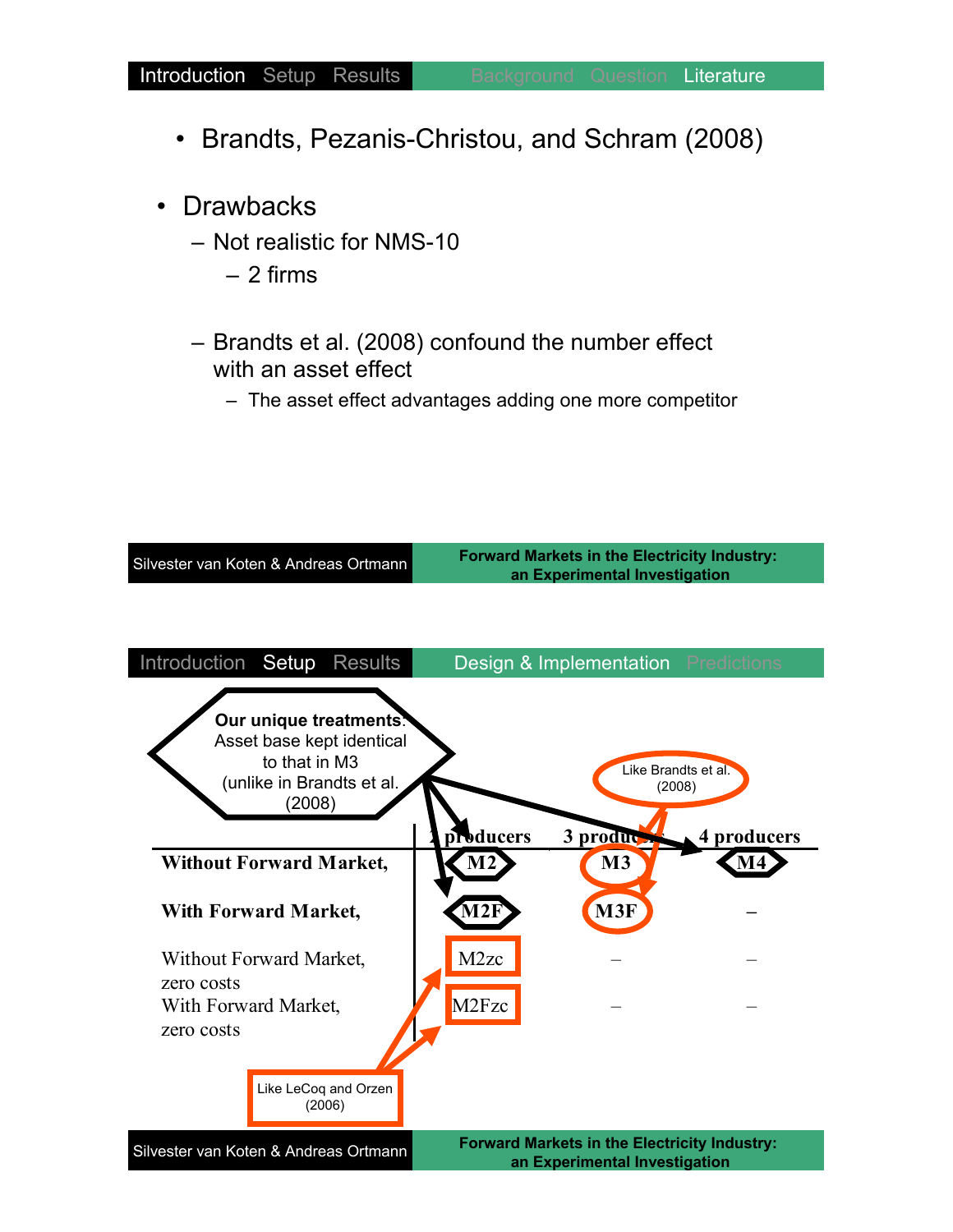- Brandts, Pezanis-Christou, and Schram (2008)

- Drawbacks
  - Not realistic for NMS-10
    - 2 firms
  - Brandts et al. (2008) confound the number effect with an asset effect
    - The asset effect advantages adding one more competitor

---

**Our unique treatments:** Asset base kept identical to that in M3 (unlike in Brandts et al. (2008)

Like Brandts et al. (2008)

| | 2 producers | 3 producers | 4 producers |
|---|---|---|---|
| **Without Forward Market,** | M2 | M3 | M4 |
| **With Forward Market,** | M2F | M3F | – |
| Without Forward Market, zero costs | M2zc | – | – |
| With Forward Market, zero costs | M2Fzc | – | – |

Like LeCoq and Orzen (2006)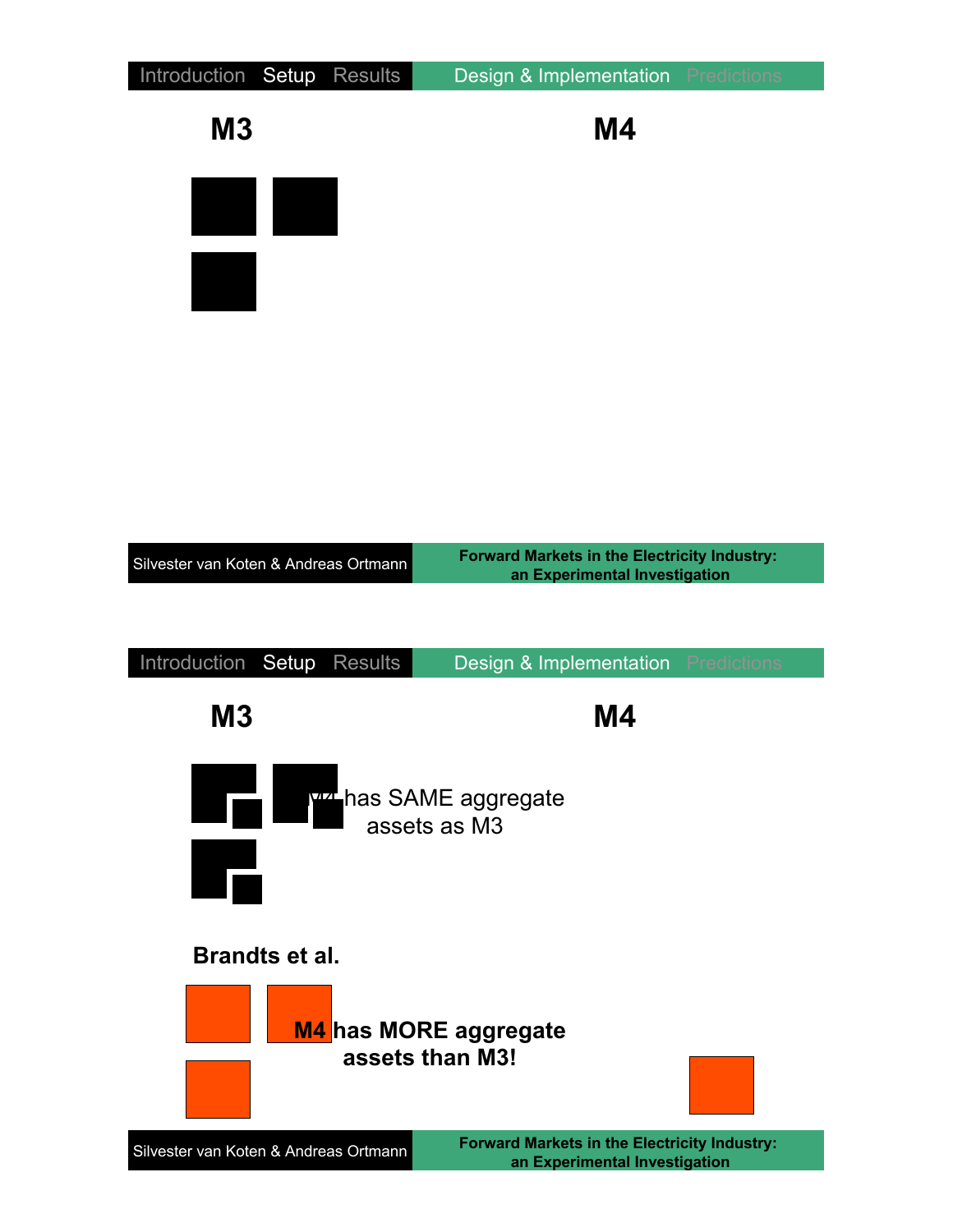**M3** **M4**

**M3** **M4**

M4 has SAME aggregate assets as M3

**Brandts et al.**

**M4 has MORE aggregate assets than M3!**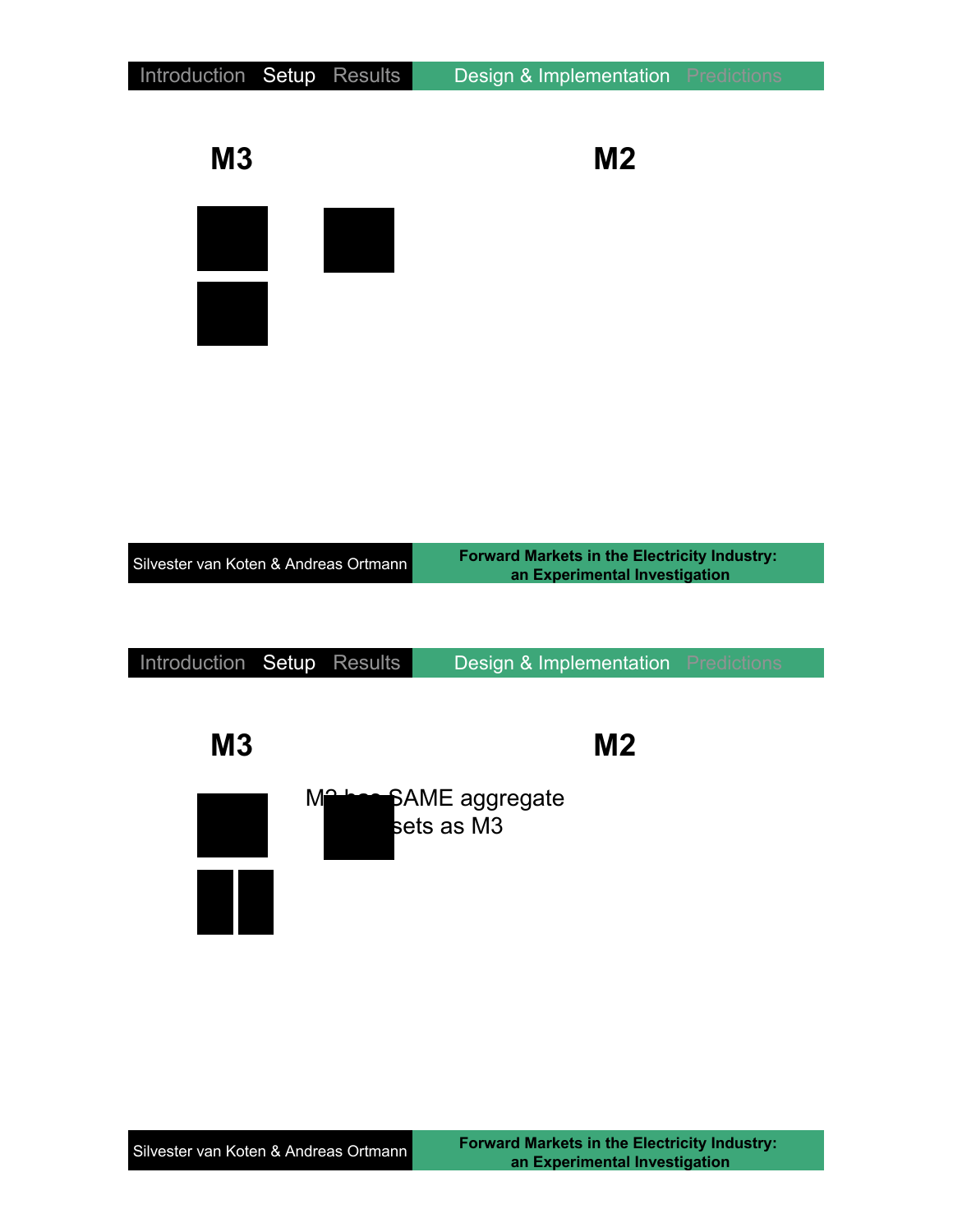## M3

## M2

## M3

## M2

M2 has SAME aggregate ... sets as M3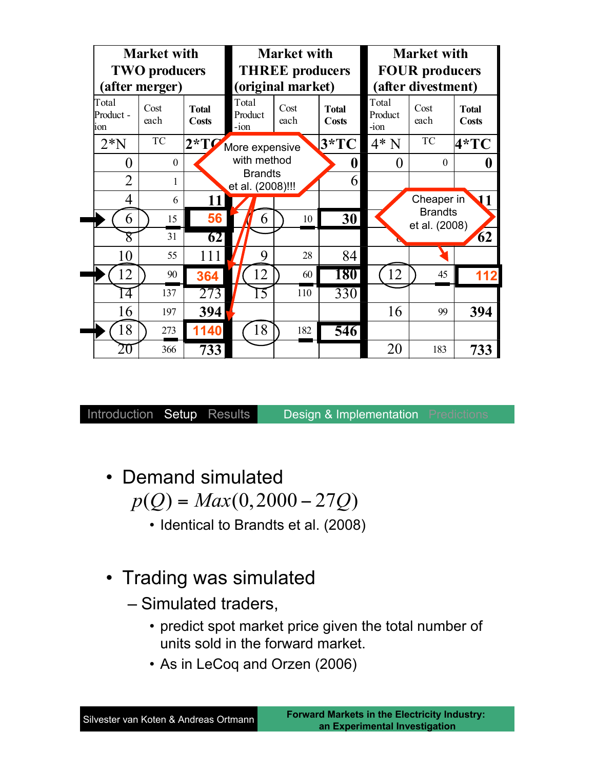| Market with TWO producers (after merger) | | | Market with THREE producers (original market) | | | Market with FOUR producers (after divestment) | | |
|---|---|---|---|---|---|---|---|---|
| Total Product-ion | Cost each | Total Costs | Total Product-ion | Cost each | Total Costs | Total Product-ion | Cost each | Total Costs |
| 2*N | TC | 2*TC | | | 3*TC | 4* N | TC | 4*TC |
| 0 | 0 | | | | 0 | 0 | 0 | 0 |
| 2 | 1 | | | | 6 | | | |
| 4 | 6 | 11 | | | | | | 11 |
| 6 | 15 | 56 | 6 | 10 | 30 | | | |
| 8 | 31 | 62 | | | | | | 62 |
| 10 | 55 | 111 | 9 | 28 | 84 | | | |
| 12 | 90 | 364 | 12 | 60 | 180 | 12 | 45 | 112 |
| 14 | 137 | 273 | 15 | 110 | 330 | | | |
| 16 | 197 | 394 | | | | 16 | 99 | 394 |
| 18 | 273 | 1140 | 18 | 182 | 546 | | | |
| 20 | 366 | 733 | | | | 20 | 183 | 733 |

More expensive with method Brandts et al. (2008)!!!

Cheaper in Brandts et al. (2008)

- Demand simulated

  $$p(Q) = Max(0, 2000 - 27Q)$$

  - Identical to Brandts et al. (2008)

- Trading was simulated
  - Simulated traders,
    - predict spot market price given the total number of units sold in the forward market.
    - As in LeCoq and Orzen (2006)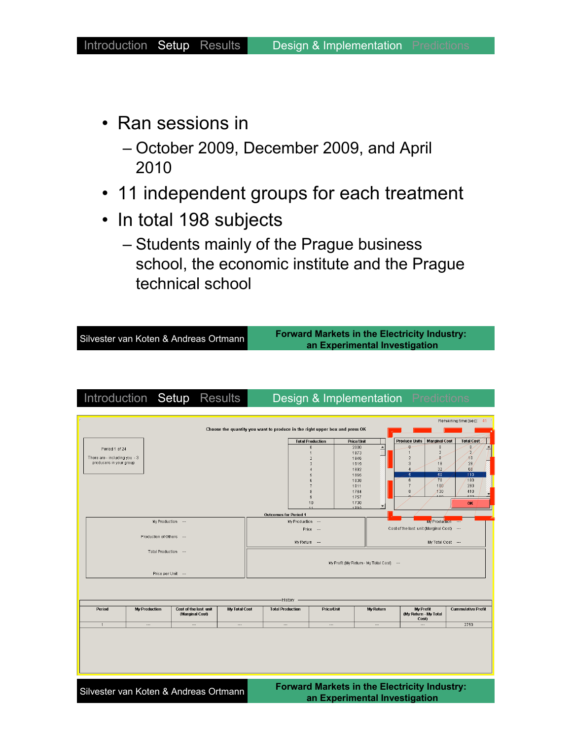- Ran sessions in
  - October 2009, December 2009, and April 2010
- 11 independent groups for each treatment
- In total 198 subjects
  - Students mainly of the Prague business school, the economic institute and the Prague technical school

Remaining time (sec): 41

Choose the quantity you want to produce in the right upper box and press OK

Period 1 of 24

There are - including you - 3 producers in your group

| Total Production | Price/Unit |
|---|---|
| 0 | 2000 |
| 1 | 1973 |
| 2 | 1946 |
| 3 | 1919 |
| 4 | 1892 |
| 5 | 1865 |
| 6 | 1838 |
| 7 | 1811 |
| 8 | 1784 |
| 9 | 1757 |
| 10 | 1730 |

| Produce Units | Marginal Cost | Total Cost |
|---|---|---|
| 0 | 0 | 0 |
| 1 | 2 | 2 |
| 2 | 8 | 10 |
| 3 | 18 | 28 |
| 4 | 32 | 60 |
| 5 | 50 | 110 |
| 6 | 70 | 180 |
| 7 | 100 | 280 |
| 8 | 130 | 410 |

OK

Outcomes for Period 1

My Production ---
Production of Others ---
Total Production ---
Price per Unit ---

My Production ---
Price ---
My Return ---

My Production ---
Cost of the last unit (Marginal Cost) ---
My Total Cost ---

My Profit (My Return - My Total Cost) ---

History

| Period | My Production | Cost of the last unit (Marginal Cost) | My Total Cost | Total Production | Price/Unit | My Return | My Profit (My Return - My Total Cost) | Cummulative Profit |
|---|---|---|---|---|---|---|---|---|
| 1 | --- | --- | --- | --- | --- | --- | --- | 2750 |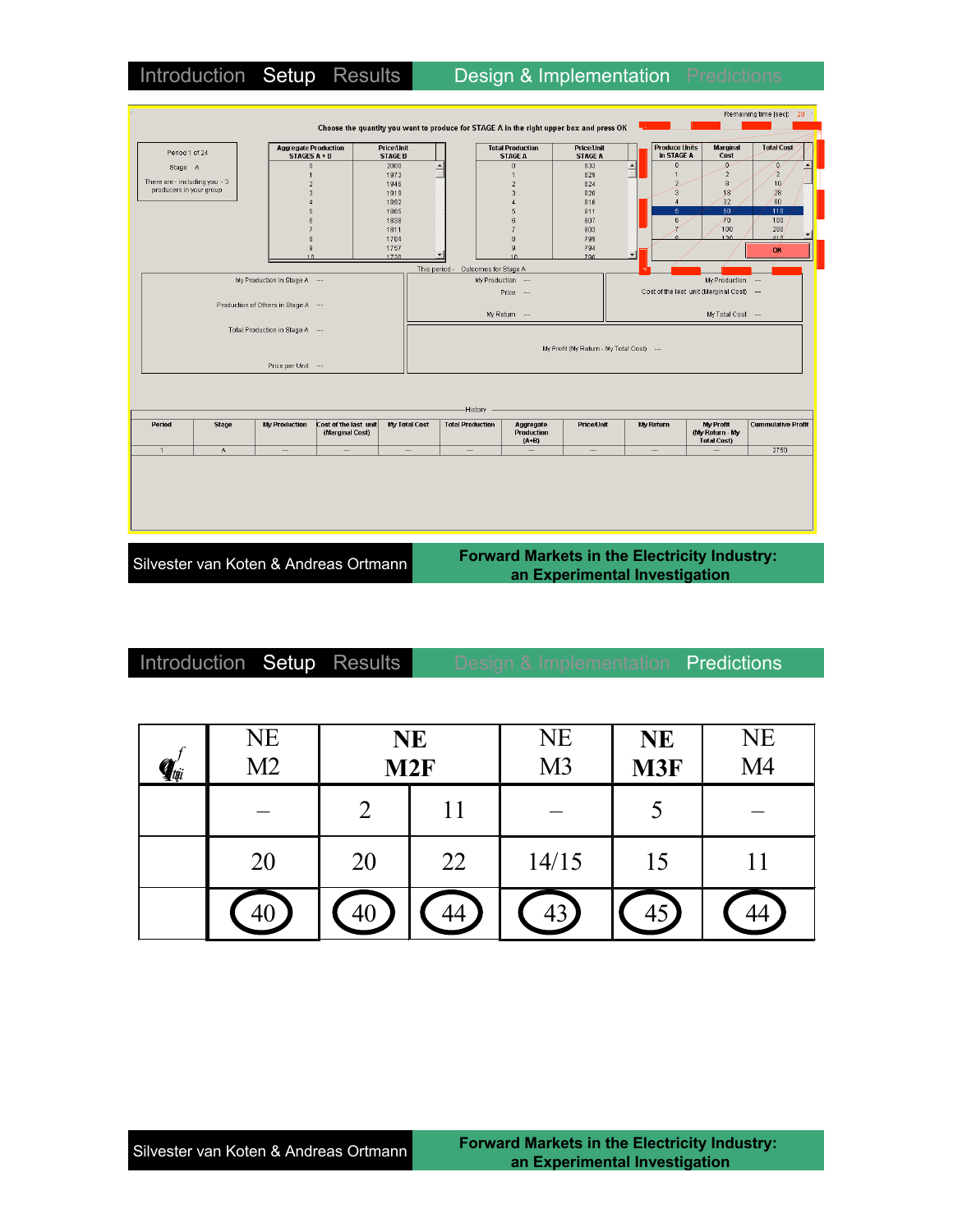Choose the quantity you want to produce for STAGE A in the right upper box and press OK

Remaining time [sec]: 28

Period 1 of 24

Stage A

There are - including you - 3 producers in your group

| Aggregate Production STAGES A + B | Price/Unit STAGE B |
|---|---|
| 0 | 2000 |
| 1 | 1973 |
| 2 | 1946 |
| 3 | 1919 |
| 4 | 1892 |
| 5 | 1865 |
| 6 | 1838 |
| 7 | 1811 |
| 8 | 1784 |
| 9 | 1757 |
| 10 | 1730 |

| Total Production STAGE A | Price/Unit STAGE A |
|---|---|
| 0 | 833 |
| 1 | 829 |
| 2 | 824 |
| 3 | 820 |
| 4 | 816 |
| 5 | 811 |
| 6 | 807 |
| 7 | 803 |
| 8 | 799 |
| 9 | 794 |
| 10 | 790 |

| Produce Units in STAGE A | Marginal Cost | Total Cost |
|---|---|---|
| 0 | 0 | 0 |
| 1 | 2 | 2 |
| 2 | 8 | 10 |
| 3 | 18 | 28 |
| 4 | 32 | 60 |
| 5 | 50 | 110 |
| 6 | 70 | 180 |
| 7 | 100 | 280 |
| 8 | 130 | 410 |

OK

This period - Outcomes for Stage A

My Production in Stage A ---

Production of Others in Stage A ---

Total Production in Stage A ---

Price per Unit ---

My Production ---

Price ---

My Return ---

My Production ---

Cost of the last unit (Marginal Cost) ---

My Total Cost ---

My Profit (My Return - My Total Cost) ---

History

| Period | Stage | My Production | Cost of the last unit (Marginal Cost) | My Total Cost | Total Production | Aggregate Production (A+B) | Price/Unit | My Return | My Profit (My Return - My Total Cost) | Cummulative Profit |
|---|---|---|---|---|---|---|---|---|---|---|
| 1 | A | --- | --- | --- | --- | --- | --- | --- | --- | 2750 |

| $q^f_{thji}$ | NE M2 | **NE M2F** | | NE M3 | **NE M3F** | NE M4 |
|---|---|---|---|---|---|---|
| | – | 2 | 11 | – | 5 | – |
| | 20 | 20 | 22 | 14/15 | 15 | 11 |
| | 40 | 40 | 44 | 43 | 45 | 44 |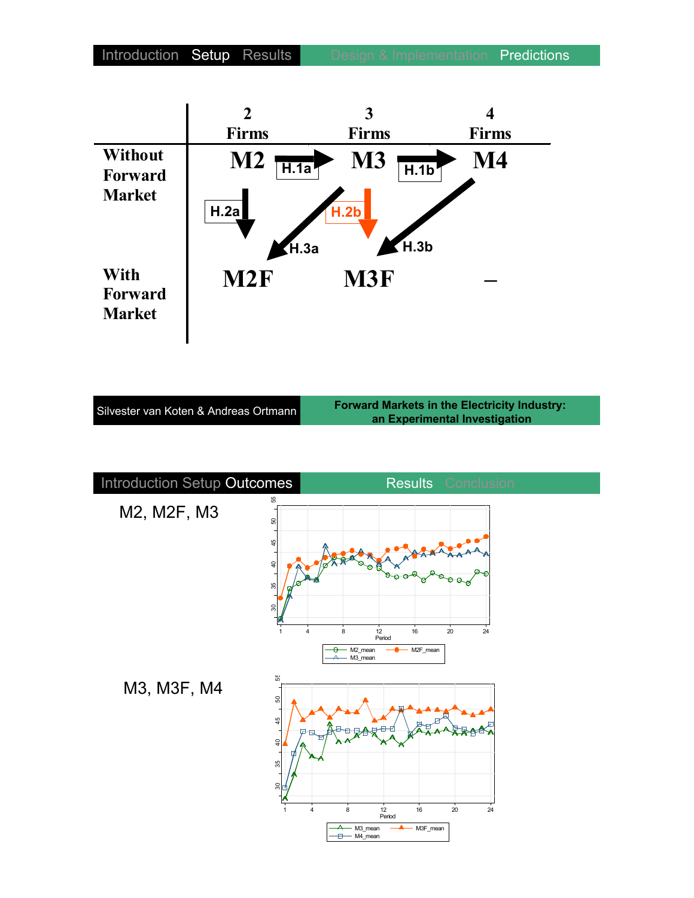Introduction Setup Results | Design & Implementation Predictions

| | 2 Firms | 3 Firms | 4 Firms |
|---|---|---|---|
| **Without Forward Market** | M2 → H.1a → | M3 → H.1b → | M4 |
| | ↓ H.2a | ↙ H.3a ↓ H.2b | ↙ H.3b |
| **With Forward Market** | M2F | M3F | – |

Silvester van Koten & Andreas Ortmann — **Forward Markets in the Electricity Industry: an Experimental Investigation**

---

Introduction Setup Outcomes | Results Conclusion

M2, M2F, M3

(Chart: Period 1–24 on x-axis, values 30–55 on y-axis; legend: M2_mean, M2F_mean, M3_mean)

M3, M3F, M4

(Chart: Period 1–24 on x-axis, values 30–55 on y-axis; legend: M3_mean, M3F_mean, M4_mean)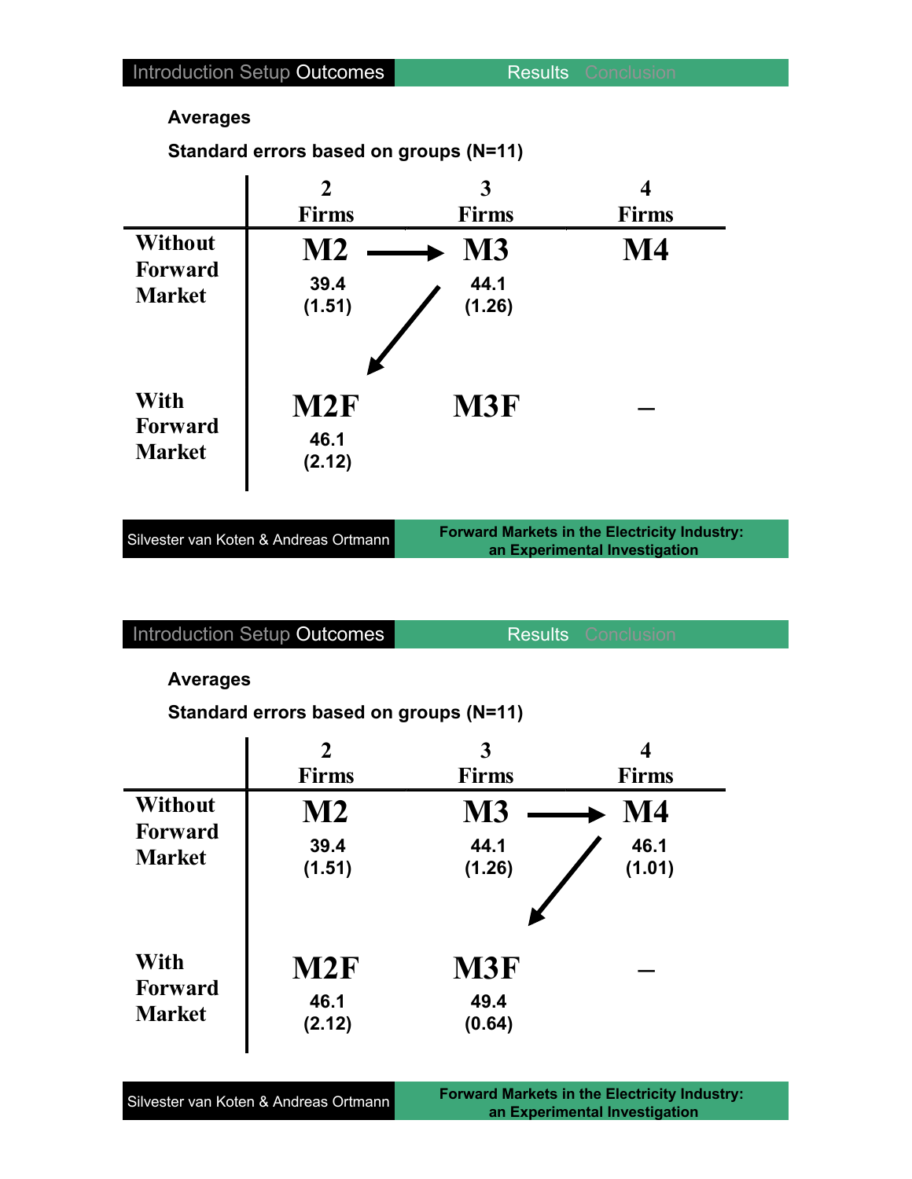**Averages**

**Standard errors based on groups (N=11)**

| | 2 Firms | 3 Firms | 4 Firms |
|---|---|---|---|
| Without Forward Market | M2 39.4 (1.51) | M3 44.1 (1.26) | M4 |
| With Forward Market | M2F 46.1 (2.12) | M3F | – |

**Averages**

**Standard errors based on groups (N=11)**

| | 2 Firms | 3 Firms | 4 Firms |
|---|---|---|---|
| Without Forward Market | M2 39.4 (1.51) | M3 44.1 (1.26) | M4 46.1 (1.01) |
| With Forward Market | M2F 46.1 (2.12) | M3F 49.4 (0.64) | – |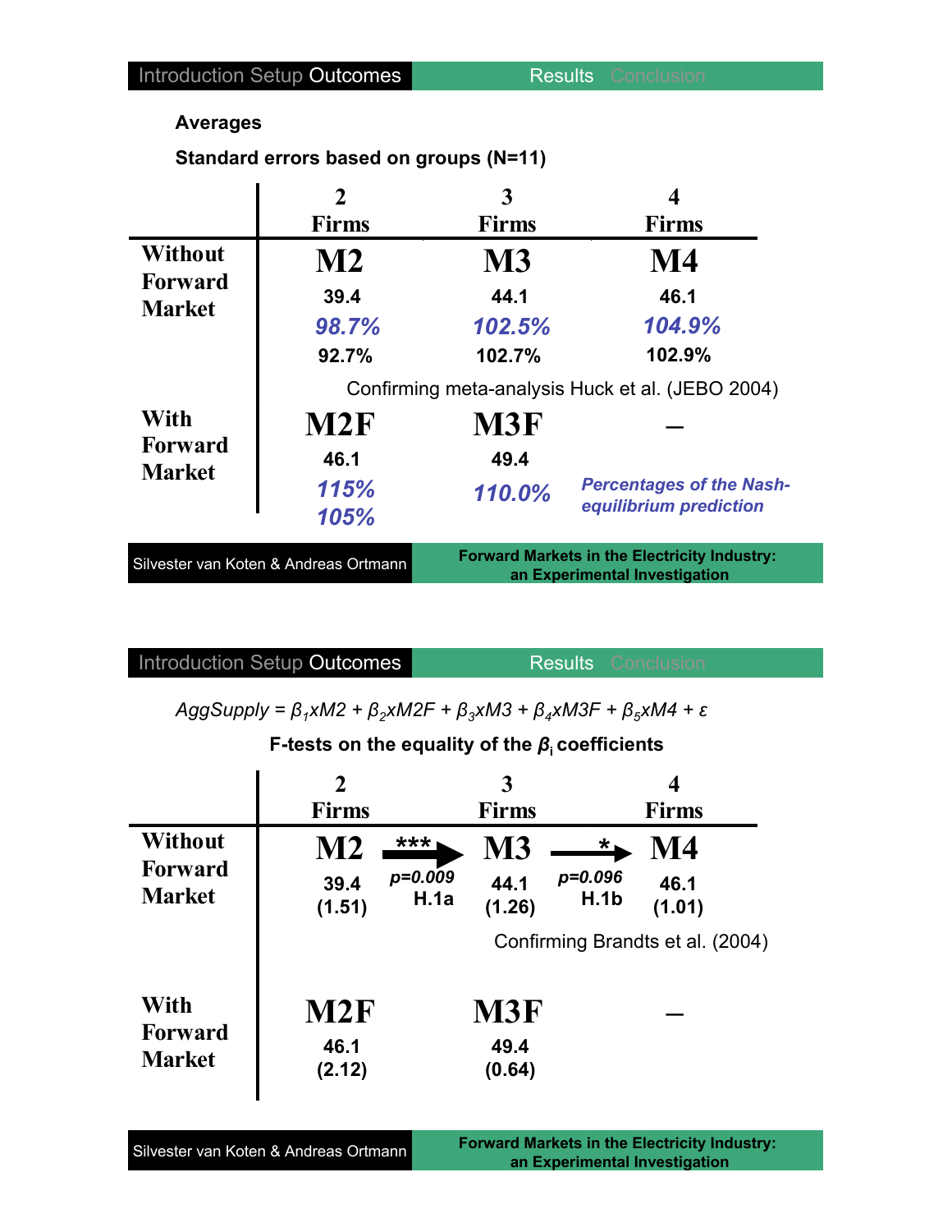**Averages**

**Standard errors based on groups (N=11)**

| | 2 Firms | 3 Firms | 4 Firms |
|---|---|---|---|
| **Without Forward Market** | **M2** | **M3** | **M4** |
| | 39.4 | 44.1 | 46.1 |
| | *98.7%* | *102.5%* | *104.9%* |
| | 92.7% | 102.7% | 102.9% |
| **With Forward Market** | **M2F** | **M3F** | – |
| | 46.1 | 49.4 | |
| | *115%* | *110.0%* | |
| | *105%* | | |

Confirming meta-analysis Huck et al. (JEBO 2004)

*Percentages of the Nash-equilibrium prediction*

$AggSupply = \beta_1 xM2 + \beta_2 xM2F + \beta_3 xM3 + \beta_4 xM3F + \beta_5 xM4 + \varepsilon$

**F-tests on the equality of the $\beta_i$ coefficients**

| | 2 Firms | | 3 Firms | | 4 Firms |
|---|---|---|---|---|---|
| **Without Forward Market** | **M2** | → *** | **M3** | → * | **M4** |
| | 39.4 (1.51) | $p=0.009$ H.1a | 44.1 (1.26) | $p=0.096$ H.1b | 46.1 (1.01) |
| **With Forward Market** | **M2F** | | **M3F** | | – |
| | 46.1 (2.12) | | 49.4 (0.64) | | |

Confirming Brandts et al. (2004)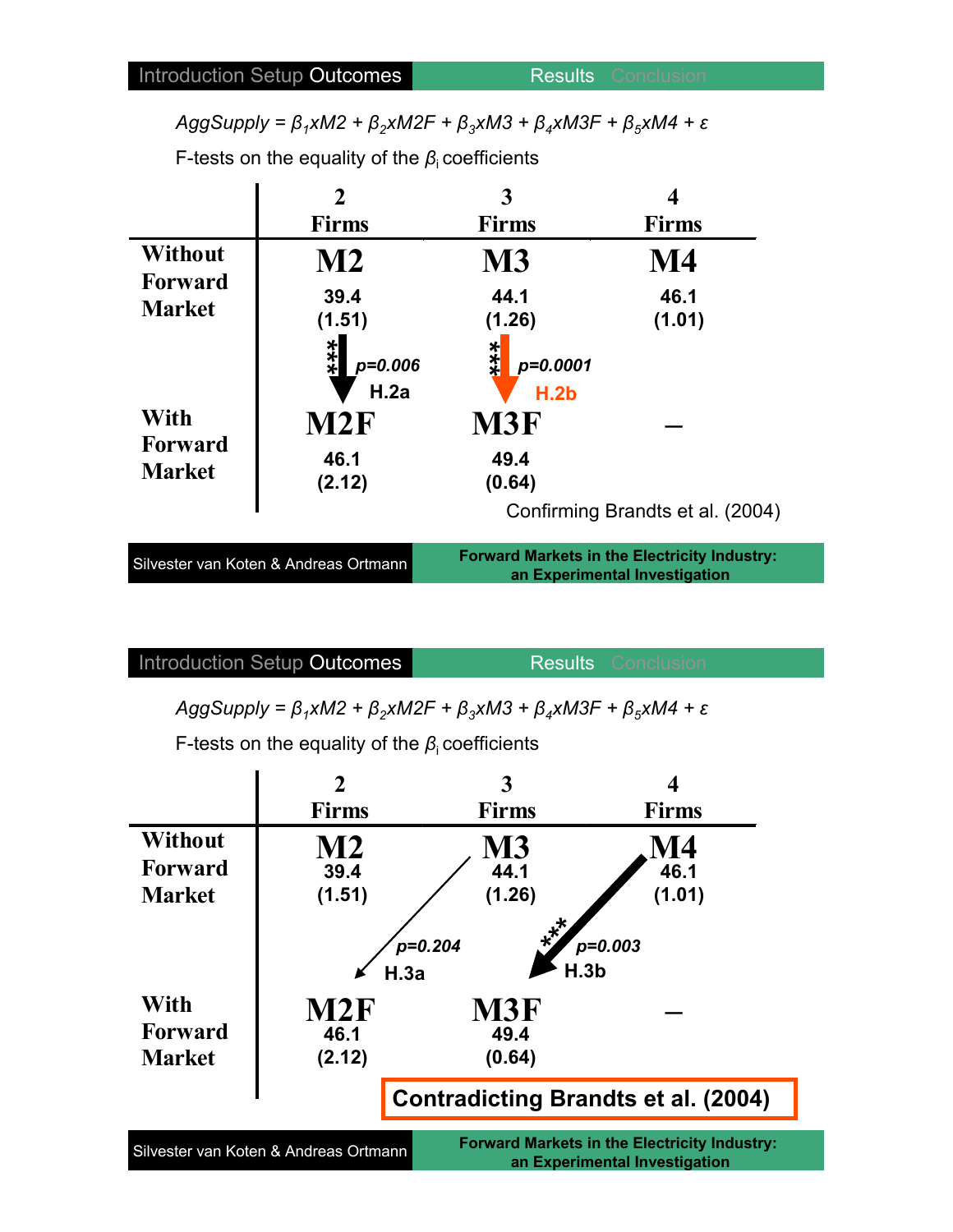## Introduction Setup Outcomes — Results

$AggSupply = \beta_1 xM2 + \beta_2 xM2F + \beta_3 xM3 + \beta_4 xM3F + \beta_5 xM4 + \varepsilon$

F-tests on the equality of the $\beta_i$ coefficients

| | 2 Firms | 3 Firms | 4 Firms |
|---|---|---|---|
| Without Forward Market | M2<br>39.4<br>(1.51) | M3<br>44.1<br>(1.26) | M4<br>46.1<br>(1.01) |
| | *** $p=0.006$ H.2a (M2 → M2F) | *** $p=0.0001$ H.2b (M3 → M3F) | |
| With Forward Market | M2F<br>46.1<br>(2.12) | M3F<br>49.4<br>(0.64) | – |

Confirming Brandts et al. (2004)

Silvester van Koten & Andreas Ortmann — Forward Markets in the Electricity Industry: an Experimental Investigation

## Introduction Setup Outcomes — Results

$AggSupply = \beta_1 xM2 + \beta_2 xM2F + \beta_3 xM3 + \beta_4 xM3F + \beta_5 xM4 + \varepsilon$

F-tests on the equality of the $\beta_i$ coefficients

| | 2 Firms | 3 Firms | 4 Firms |
|---|---|---|---|
| Without Forward Market | M2<br>39.4<br>(1.51) | M3<br>44.1<br>(1.26) | M4<br>46.1<br>(1.01) |
| | $p=0.204$ H.3a (M3 → M2F) | *** $p=0.003$ H.3b (M4 → M3F) | |
| With Forward Market | M2F<br>46.1<br>(2.12) | M3F<br>49.4<br>(0.64) | – |

**Contradicting Brandts et al. (2004)**

Silvester van Koten & Andreas Ortmann — Forward Markets in the Electricity Industry: an Experimental Investigation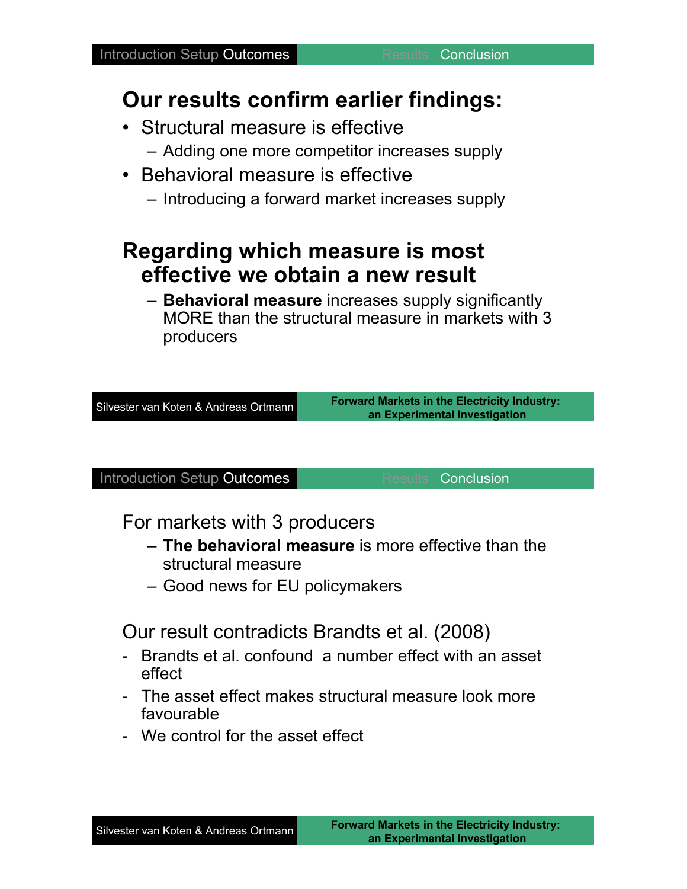## Our results confirm earlier findings:

- Structural measure is effective
  - Adding one more competitor increases supply
- Behavioral measure is effective
  - Introducing a forward market increases supply

## Regarding which measure is most effective we obtain a new result

- **Behavioral measure** increases supply significantly MORE than the structural measure in markets with 3 producers

For markets with 3 producers

- **The behavioral measure** is more effective than the structural measure
- Good news for EU policymakers

Our result contradicts Brandts et al. (2008)

- Brandts et al. confound a number effect with an asset effect
- The asset effect makes structural measure look more favourable
- We control for the asset effect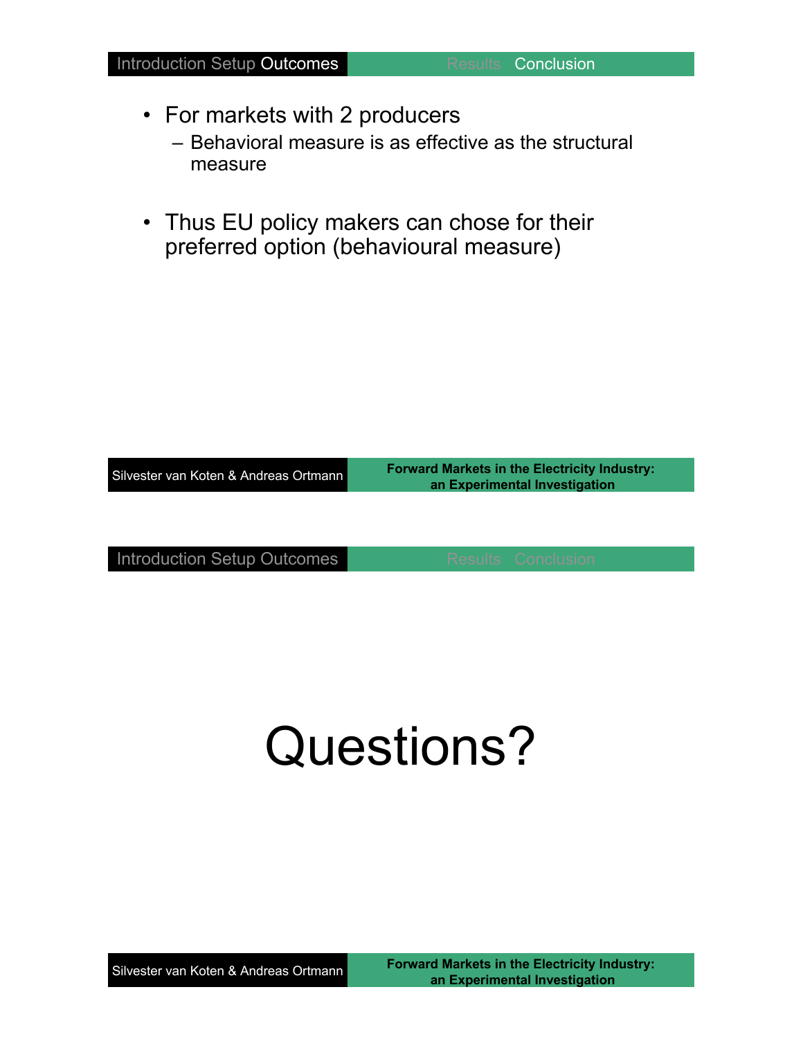- For markets with 2 producers
  - Behavioral measure is as effective as the structural measure

- Thus EU policy makers can chose for their preferred option (behavioural measure)

# Questions?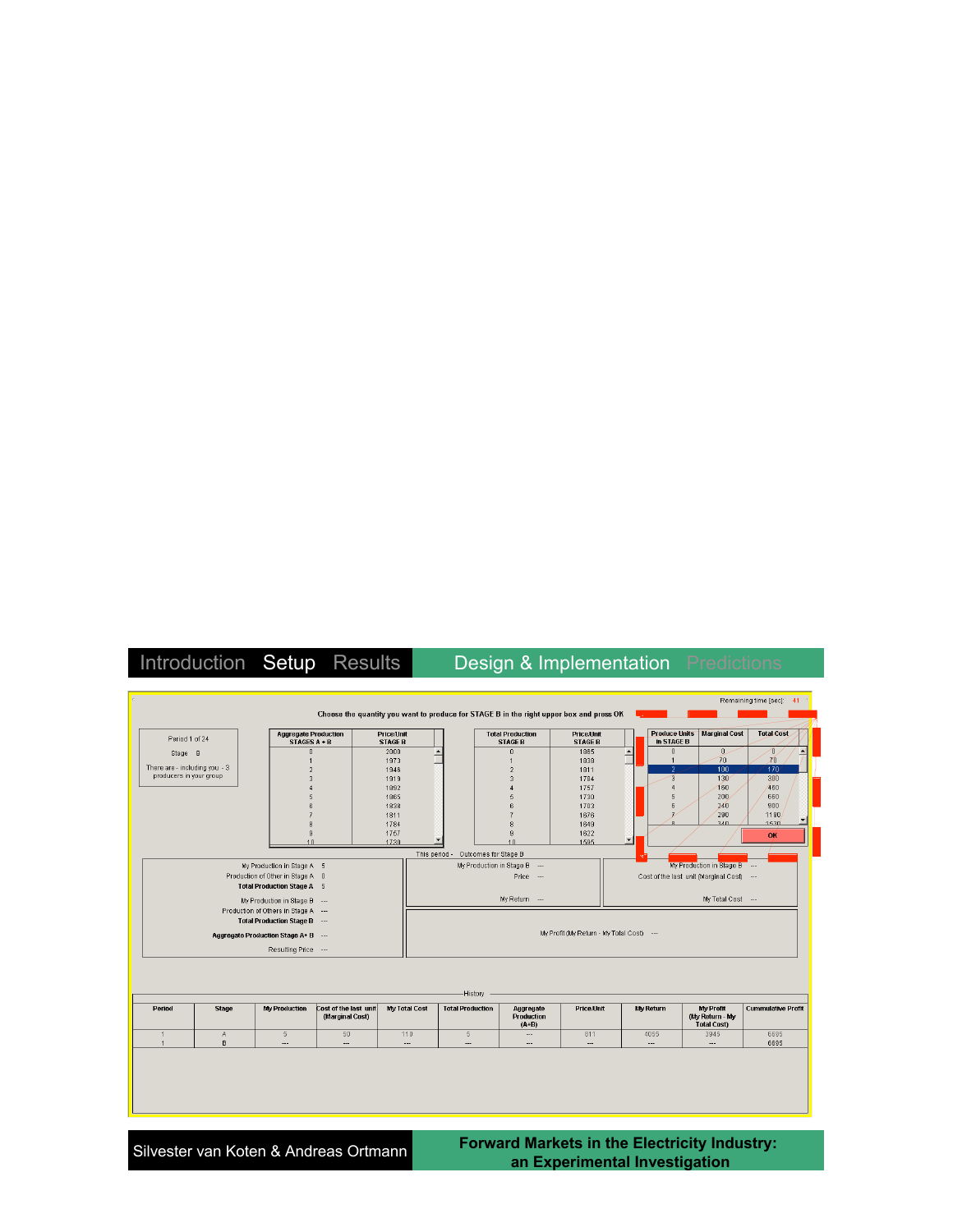Introduction Setup Results Design & Implementation Predictions

Remaining time [sec]: 41

**Choose the quantity you want to produce for STAGE B in the right upper box and press OK**

Period 1 of 24

Stage B

There are - including you - 3 producers in your group

| Aggregate Production STAGES A + B | Price/Unit STAGE B |
|---|---|
| 0 | 2000 |
| 1 | 1973 |
| 2 | 1946 |
| 3 | 1919 |
| 4 | 1892 |
| 5 | 1865 |
| 6 | 1838 |
| 7 | 1811 |
| 8 | 1784 |
| 9 | 1757 |
| 10 | 1730 |

| Total Production STAGE B | Price/Unit STAGE B |
|---|---|
| 0 | 1965 |
| 1 | 1938 |
| 2 | 1911 |
| 3 | 1784 |
| 4 | 1757 |
| 5 | 1730 |
| 6 | 1703 |
| 7 | 1676 |
| 8 | 1649 |
| 9 | 1622 |
| 10 | 1595 |

| Produce Units in STAGE B | Marginal Cost | Total Cost |
|---|---|---|
| 0 | 0 | 0 |
| 1 | 70 | 70 |
| 2 | 100 | 170 |
| 3 | 130 | 300 |
| 4 | 160 | 460 |
| 5 | 200 | 660 |
| 6 | 240 | 900 |
| 7 | 290 | 1190 |
| 8 | 340 | 1530 |

OK

This period - Outcomes for Stage B

My Production in Stage A 5
Production of Other in Stage A 0
**Total Production Stage A** 5

My Production in Stage B ---
Production of Others in Stage A ---
**Total Production Stage B** ---

**Aggregate Production Stage A+ B** ---

Resulting Price ---

My Production in Stage B ---
Price ---
My Return ---

My Production in Stage B ---
Cost of the last unit (Marginal Cost) ---
My Total Cost ---

My Profit (My Return - My Total Cost) ---

History

| Period | Stage | My Production | Cost of the last unit (Marginal Cost) | My Total Cost | Total Production | Aggregate Production (A+B) | Price/Unit | My Return | My Profit (My Return - My Total Cost) | Cummulative Profit |
|---|---|---|---|---|---|---|---|---|---|---|
| 1 | A | 5 | 50 | 110 | 5 | --- | 811 | 4055 | 3945 | 6695 |
| 1 | B | --- | --- | --- | --- | --- | --- | --- | --- | 6695 |

Silvester van Koten & Andreas Ortmann

**Forward Markets in the Electricity Industry: an Experimental Investigation**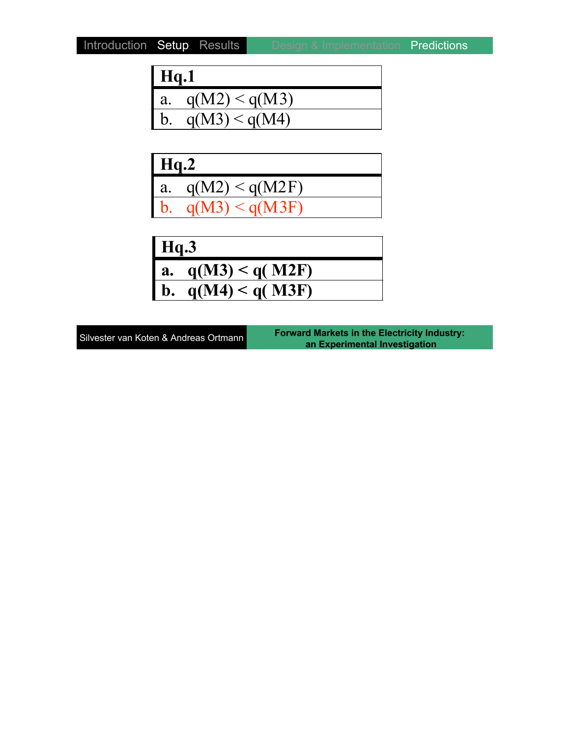| Hq.1 | |
|---|---|
| a. | q(M2) < q(M3) |
| b. | q(M3) < q(M4) |

| Hq.2 | |
|---|---|
| a. | q(M2) < q(M2F) |
| b. | q(M3) < q(M3F) |

| **Hq.3** | |
|---|---|
| **a.** | **q(M3) < q( M2F)** |
| **b.** | **q(M4) < q( M3F)** |